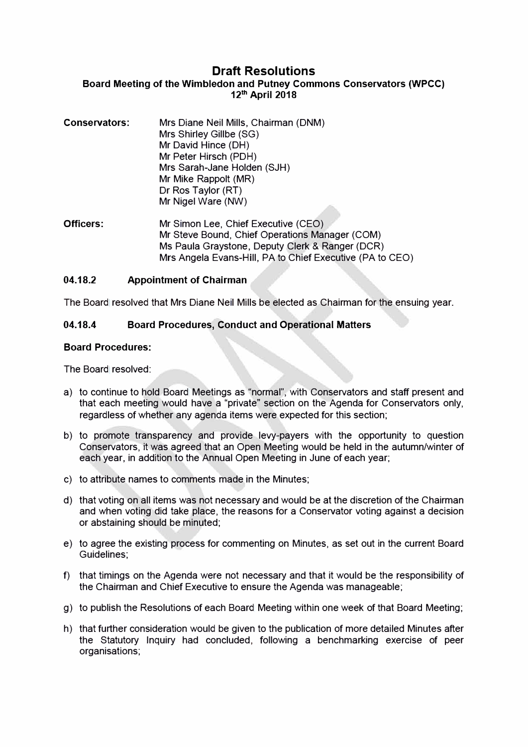# Draft Resolutions

**Board Meeting of the Wimbledon and Putney Commons Conservators (WPCC)**
**12th April 2018**

**Conservators:**
Mrs Diane Neil Mills, Chairman (DNM)
Mrs Shirley Gillbe (SG)
Mr David Hince (DH)
Mr Peter Hirsch (PDH)
Mrs Sarah-Jane Holden (SJH)
Mr Mike Rappolt (MR)
Dr Ros Taylor (RT)
Mr Nigel Ware (NW)

**Officers:**
Mr Simon Lee, Chief Executive (CEO)
Mr Steve Bound, Chief Operations Manager (COM)
Ms Paula Graystone, Deputy Clerk & Ranger (DCR)
Mrs Angela Evans-Hill, PA to Chief Executive (PA to CEO)

## 04.18.2 Appointment of Chairman

The Board resolved that Mrs Diane Neil Mills be elected as Chairman for the ensuing year.

## 04.18.4 Board Procedures, Conduct and Operational Matters

**Board Procedures:**

The Board resolved:

a) to continue to hold Board Meetings as "normal", with Conservators and staff present and that each meeting would have a "private" section on the Agenda for Conservators only, regardless of whether any agenda items were expected for this section;

b) to promote transparency and provide levy-payers with the opportunity to question Conservators, it was agreed that an Open Meeting would be held in the autumn/winter of each year, in addition to the Annual Open Meeting in June of each year;

c) to attribute names to comments made in the Minutes;

d) that voting on all items was not necessary and would be at the discretion of the Chairman and when voting did take place, the reasons for a Conservator voting against a decision or abstaining should be minuted;

e) to agree the existing process for commenting on Minutes, as set out in the current Board Guidelines;

f) that timings on the Agenda were not necessary and that it would be the responsibility of the Chairman and Chief Executive to ensure the Agenda was manageable;

g) to publish the Resolutions of each Board Meeting within one week of that Board Meeting;

h) that further consideration would be given to the publication of more detailed Minutes after the Statutory Inquiry had concluded, following a benchmarking exercise of peer organisations;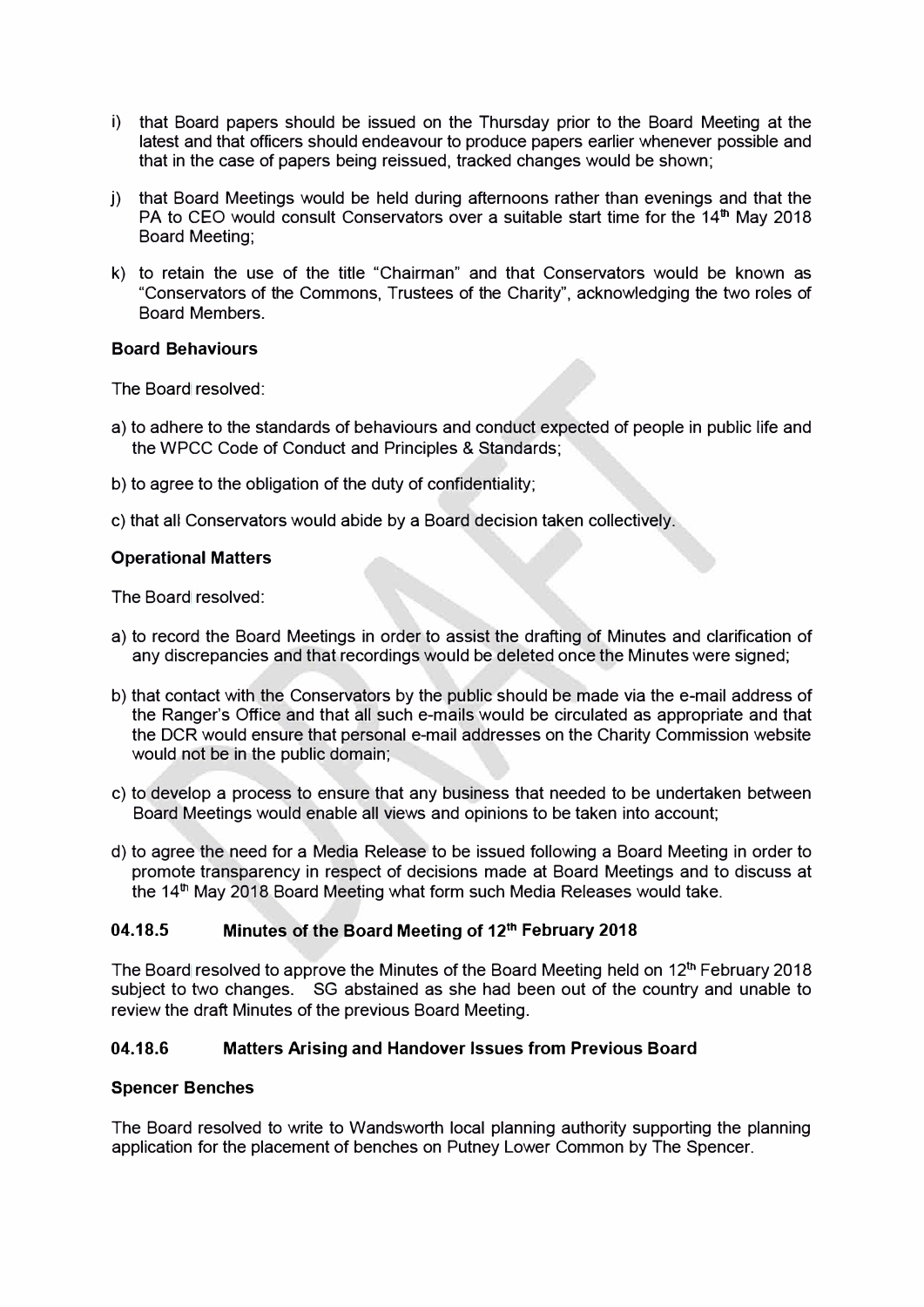i) that Board papers should be issued on the Thursday prior to the Board Meeting at the latest and that officers should endeavour to produce papers earlier whenever possible and that in the case of papers being reissued, tracked changes would be shown;

j) that Board Meetings would be held during afternoons rather than evenings and that the PA to CEO would consult Conservators over a suitable start time for the 14th May 2018 Board Meeting;

k) to retain the use of the title "Chairman" and that Conservators would be known as "Conservators of the Commons, Trustees of the Charity", acknowledging the two roles of Board Members.

**Board Behaviours**

The Board resolved:

a) to adhere to the standards of behaviours and conduct expected of people in public life and the WPCC Code of Conduct and Principles & Standards;

b) to agree to the obligation of the duty of confidentiality;

c) that all Conservators would abide by a Board decision taken collectively.

**Operational Matters**

The Board resolved:

a) to record the Board Meetings in order to assist the drafting of Minutes and clarification of any discrepancies and that recordings would be deleted once the Minutes were signed;

b) that contact with the Conservators by the public should be made via the e-mail address of the Ranger's Office and that all such e-mails would be circulated as appropriate and that the DCR would ensure that personal e-mail addresses on the Charity Commission website would not be in the public domain;

c) to develop a process to ensure that any business that needed to be undertaken between Board Meetings would enable all views and opinions to be taken into account;

d) to agree the need for a Media Release to be issued following a Board Meeting in order to promote transparency in respect of decisions made at Board Meetings and to discuss at the 14th May 2018 Board Meeting what form such Media Releases would take.

### 04.18.5 Minutes of the Board Meeting of 12th February 2018

The Board resolved to approve the Minutes of the Board Meeting held on 12th February 2018 subject to two changes. SG abstained as she had been out of the country and unable to review the draft Minutes of the previous Board Meeting.

### 04.18.6 Matters Arising and Handover Issues from Previous Board

**Spencer Benches**

The Board resolved to write to Wandsworth local planning authority supporting the planning application for the placement of benches on Putney Lower Common by The Spencer.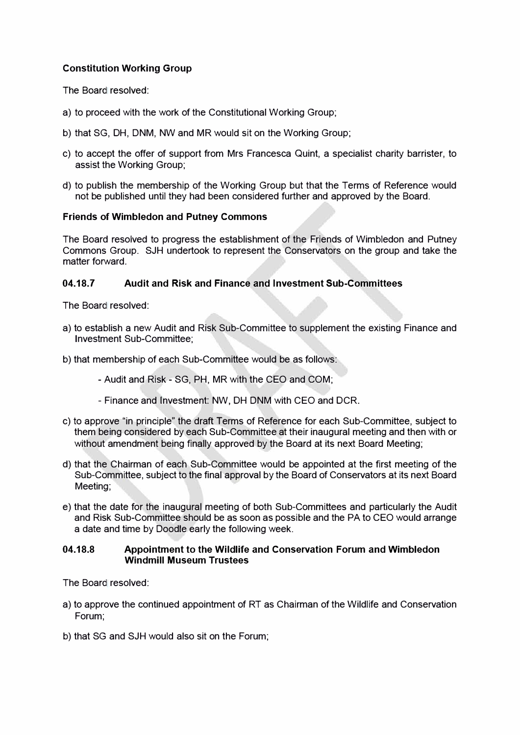**Constitution Working Group**

The Board resolved:

a) to proceed with the work of the Constitutional Working Group;

b) that SG, DH, DNM, NW and MR would sit on the Working Group;

c) to accept the offer of support from Mrs Francesca Quint, a specialist charity barrister, to assist the Working Group;

d) to publish the membership of the Working Group but that the Terms of Reference would not be published until they had been considered further and approved by the Board.

**Friends of Wimbledon and Putney Commons**

The Board resolved to progress the establishment of the Friends of Wimbledon and Putney Commons Group. SJH undertook to represent the Conservators on the group and take the matter forward.

### 04.18.7 Audit and Risk and Finance and Investment Sub-Committees

The Board resolved:

a) to establish a new Audit and Risk Sub-Committee to supplement the existing Finance and Investment Sub-Committee;

b) that membership of each Sub-Committee would be as follows:

- Audit and Risk - SG, PH, MR with the CEO and COM;
- Finance and Investment: NW, DH DNM with CEO and DCR.

c) to approve "in principle" the draft Terms of Reference for each Sub-Committee, subject to them being considered by each Sub-Committee at their inaugural meeting and then with or without amendment being finally approved by the Board at its next Board Meeting;

d) that the Chairman of each Sub-Committee would be appointed at the first meeting of the Sub-Committee, subject to the final approval by the Board of Conservators at its next Board Meeting;

e) that the date for the inaugural meeting of both Sub-Committees and particularly the Audit and Risk Sub-Committee should be as soon as possible and the PA to CEO would arrange a date and time by Doodle early the following week.

### 04.18.8 Appointment to the Wildlife and Conservation Forum and Wimbledon Windmill Museum Trustees

The Board resolved:

a) to approve the continued appointment of RT as Chairman of the Wildlife and Conservation Forum;

b) that SG and SJH would also sit on the Forum;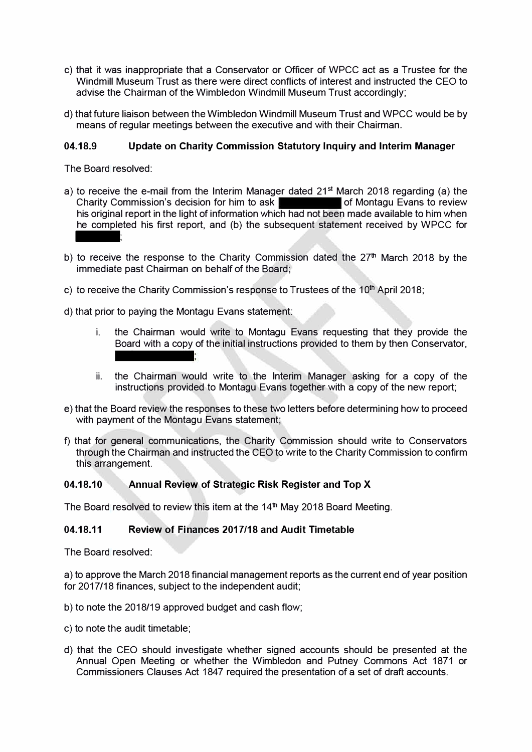c) that it was inappropriate that a Conservator or Officer of WPCC act as a Trustee for the Windmill Museum Trust as there were direct conflicts of interest and instructed the CEO to advise the Chairman of the Wimbledon Windmill Museum Trust accordingly;

d) that future liaison between the Wimbledon Windmill Museum Trust and WPCC would be by means of regular meetings between the executive and with their Chairman.

### 04.18.9 Update on Charity Commission Statutory Inquiry and Interim Manager

The Board resolved:

a) to receive the e-mail from the Interim Manager dated 21st March 2018 regarding (a) the Charity Commission's decision for him to ask ██████████ of Montagu Evans to review his original report in the light of information which had not been made available to him when he completed his first report, and (b) the subsequent statement received by WPCC for ██████;

b) to receive the response to the Charity Commission dated the 27th March 2018 by the immediate past Chairman on behalf of the Board;

c) to receive the Charity Commission's response to Trustees of the 10th April 2018;

d) that prior to paying the Montagu Evans statement:

   i. the Chairman would write to Montagu Evans requesting that they provide the Board with a copy of the initial instructions provided to them by then Conservator, ██████████████;

   ii. the Chairman would write to the Interim Manager asking for a copy of the instructions provided to Montagu Evans together with a copy of the new report;

e) that the Board review the responses to these two letters before determining how to proceed with payment of the Montagu Evans statement;

f) that for general communications, the Charity Commission should write to Conservators through the Chairman and instructed the CEO to write to the Charity Commission to confirm this arrangement.

### 04.18.10 Annual Review of Strategic Risk Register and Top X

The Board resolved to review this item at the 14th May 2018 Board Meeting.

### 04.18.11 Review of Finances 2017/18 and Audit Timetable

The Board resolved:

a) to approve the March 2018 financial management reports as the current end of year position for 2017/18 finances, subject to the independent audit;

b) to note the 2018/19 approved budget and cash flow;

c) to note the audit timetable;

d) that the CEO should investigate whether signed accounts should be presented at the Annual Open Meeting or whether the Wimbledon and Putney Commons Act 1871 or Commissioners Clauses Act 1847 required the presentation of a set of draft accounts.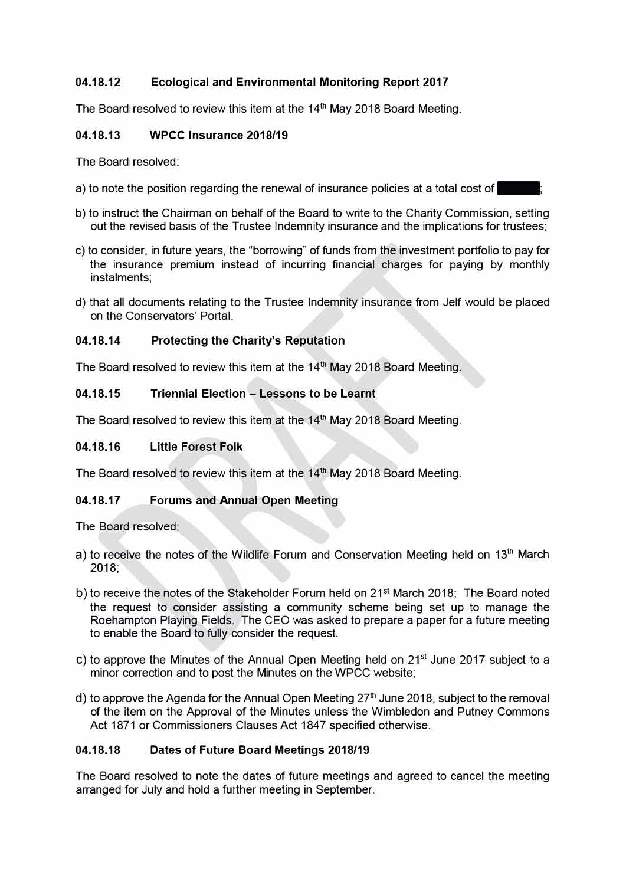### 04.18.12 Ecological and Environmental Monitoring Report 2017

The Board resolved to review this item at the 14th May 2018 Board Meeting.

### 04.18.13 WPCC Insurance 2018/19

The Board resolved:

a) to note the position regarding the renewal of insurance policies at a total cost of ███;

b) to instruct the Chairman on behalf of the Board to write to the Charity Commission, setting out the revised basis of the Trustee Indemnity insurance and the implications for trustees;

c) to consider, in future years, the "borrowing" of funds from the investment portfolio to pay for the insurance premium instead of incurring financial charges for paying by monthly instalments;

d) that all documents relating to the Trustee Indemnity insurance from Jelf would be placed on the Conservators' Portal.

### 04.18.14 Protecting the Charity's Reputation

The Board resolved to review this item at the 14th May 2018 Board Meeting.

### 04.18.15 Triennial Election – Lessons to be Learnt

The Board resolved to review this item at the 14th May 2018 Board Meeting.

### 04.18.16 Little Forest Folk

The Board resolved to review this item at the 14th May 2018 Board Meeting.

### 04.18.17 Forums and Annual Open Meeting

The Board resolved:

a) to receive the notes of the Wildlife Forum and Conservation Meeting held on 13th March 2018;

b) to receive the notes of the Stakeholder Forum held on 21st March 2018; The Board noted the request to consider assisting a community scheme being set up to manage the Roehampton Playing Fields. The CEO was asked to prepare a paper for a future meeting to enable the Board to fully consider the request.

c) to approve the Minutes of the Annual Open Meeting held on 21st June 2017 subject to a minor correction and to post the Minutes on the WPCC website;

d) to approve the Agenda for the Annual Open Meeting 27th June 2018, subject to the removal of the item on the Approval of the Minutes unless the Wimbledon and Putney Commons Act 1871 or Commissioners Clauses Act 1847 specified otherwise.

### 04.18.18 Dates of Future Board Meetings 2018/19

The Board resolved to note the dates of future meetings and agreed to cancel the meeting arranged for July and hold a further meeting in September.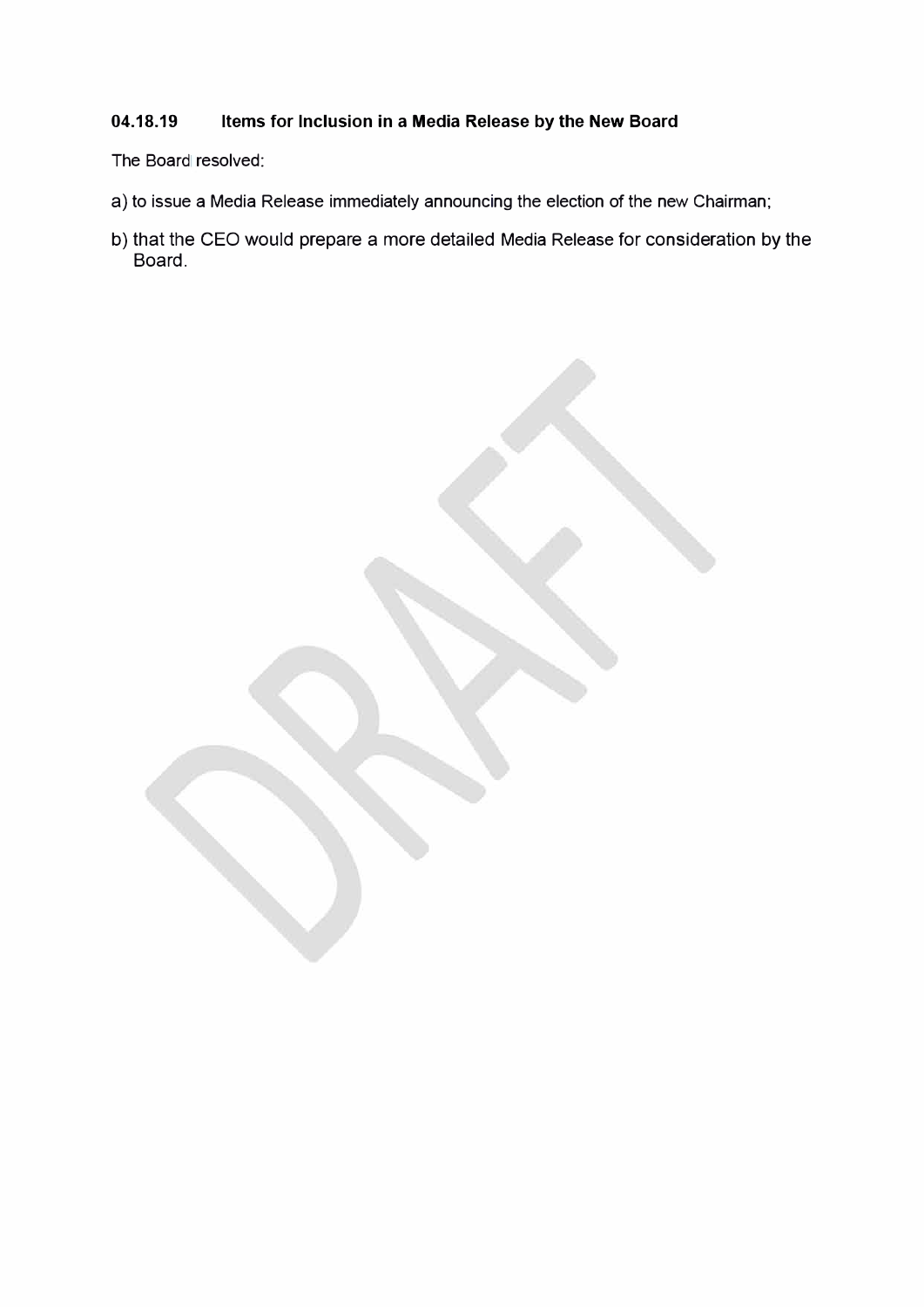### 04.18.19 Items for Inclusion in a Media Release by the New Board

The Board resolved:

a) to issue a Media Release immediately announcing the election of the new Chairman;

b) that the CEO would prepare a more detailed Media Release for consideration by the Board.